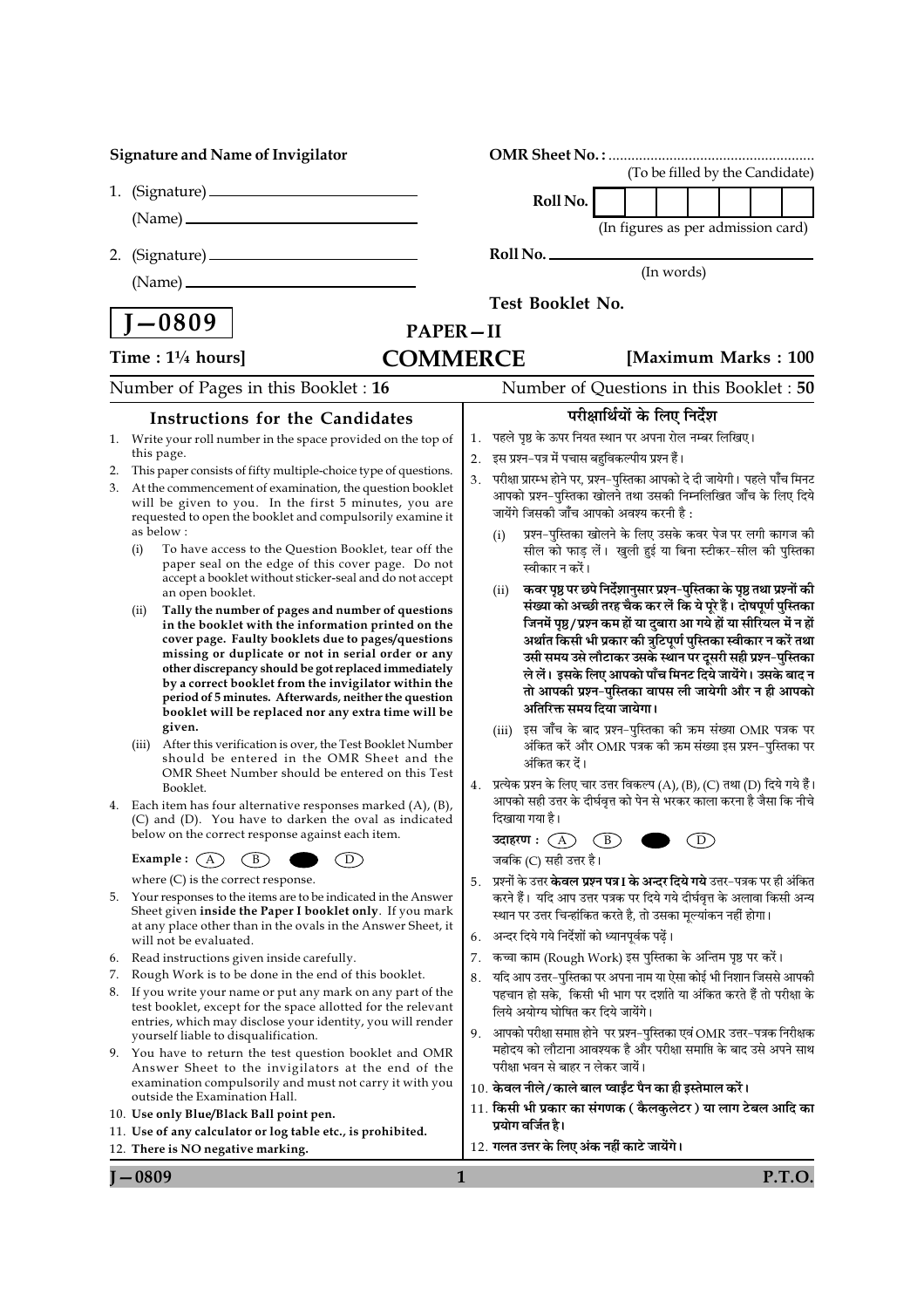**Signature and Name of Invigilator**

1. (Signature) ______________________

   (Name) ______________________

2. (Signature) ______________________

   (Name) ______________________

**OMR Sheet No. :** ......................................................
(To be filled by the Candidate)

**Roll No.** [ ] [ ] [ ] [ ] [ ] [ ] [ ] [ ]
(In figures as per admission card)

**Roll No.** ______________________
(In words)

**Test Booklet No.**

# J—0809

## PAPER—II
## COMMERCE

**Time : 1¼ hours]** **[Maximum Marks : 100**

Number of Pages in this Booklet : **16** Number of Questions in this Booklet : **50**

### Instructions for the Candidates

1. Write your roll number in the space provided on the top of this page.
2. This paper consists of fifty multiple-choice type of questions.
3. At the commencement of examination, the question booklet will be given to you. In the first 5 minutes, you are requested to open the booklet and compulsorily examine it as below :
   (i) To have access to the Question Booklet, tear off the paper seal on the edge of this cover page. Do not accept a booklet without sticker-seal and do not accept an open booklet.
   (ii) **Tally the number of pages and number of questions in the booklet with the information printed on the cover page. Faulty booklets due to pages/questions missing or duplicate or not in serial order or any other discrepancy should be got replaced immediately by a correct booklet from the invigilator within the period of 5 minutes. Afterwards, neither the question booklet will be replaced nor any extra time will be given.**
   (iii) After this verification is over, the Test Booklet Number should be entered in the OMR Sheet and the OMR Sheet Number should be entered on this Test Booklet.
4. Each item has four alternative responses marked (A), (B), (C) and (D). You have to darken the oval as indicated below on the correct response against each item.

   **Example :** (A) (B) ● (D)

   where (C) is the correct response.
5. Your responses to the items are to be indicated in the Answer Sheet given **inside the Paper I booklet only**. If you mark at any place other than in the ovals in the Answer Sheet, it will not be evaluated.
6. Read instructions given inside carefully.
7. Rough Work is to be done in the end of this booklet.
8. If you write your name or put any mark on any part of the test booklet, except for the space allotted for the relevant entries, which may disclose your identity, you will render yourself liable to disqualification.
9. You have to return the test question booklet and OMR Answer Sheet to the invigilators at the end of the examination compulsorily and must not carry it with you outside the Examination Hall.
10. **Use only Blue/Black Ball point pen.**
11. **Use of any calculator or log table etc., is prohibited.**
12. **There is NO negative marking.**

### परीक्षार्थियों के लिए निर्देश

1. पहले पृष्ठ के ऊपर नियत स्थान पर अपना रोल नम्बर लिखिए।
2. इस प्रश्न-पत्र में पचास बहुविकल्पीय प्रश्न हैं।
3. परीक्षा प्रारम्भ होने पर, प्रश्न-पुस्तिका आपको दे दी जायेगी। पहले पाँच मिनट आपको प्रश्न-पुस्तिका खोलने तथा उसकी निम्नलिखित जाँच के लिए दिये जायेंगे जिसकी जाँच आपको अवश्य करनी है :
   (i) प्रश्न-पुस्तिका खोलने के लिए उसके कवर पेज पर लगी कागज की सील को फाड़ लें। खुली हुई या बिना स्टीकर-सील की पुस्तिका स्वीकार न करें।
   (ii) **कवर पृष्ठ पर छपे निर्देशानुसार प्रश्न-पुस्तिका के पृष्ठ तथा प्रश्नों की संख्या को अच्छी तरह चैक कर लें कि ये पूरे हैं। दोषपूर्ण पुस्तिका जिनमें पृष्ठ/प्रश्न कम हों या दुबारा आ गये हों या सीरियल में न हों अर्थात किसी भी प्रकार की त्रुटिपूर्ण पुस्तिका स्वीकार न करें तथा उसी समय उसे लौटाकर उसके स्थान पर दूसरी सही प्रश्न-पुस्तिका ले लें। इसके लिए आपको पाँच मिनट दिये जायेंगे। उसके बाद न तो आपकी प्रश्न-पुस्तिका वापस ली जायेगी और न ही आपको अतिरिक्त समय दिया जायेगा।**
   (iii) इस जाँच के बाद प्रश्न-पुस्तिका की क्रम संख्या OMR पत्रक पर अंकित करें और OMR पत्रक की क्रम संख्या इस प्रश्न-पुस्तिका पर अंकित कर दें।
4. प्रत्येक प्रश्न के लिए चार उत्तर विकल्प (A), (B), (C) तथा (D) दिये गये हैं। आपको सही उत्तर के दीर्घवृत्त को पेन से भरकर काला करना है जैसा कि नीचे दिखाया गया है।

   **उदाहरण :** (A) (B) ● (D)

   जबकि (C) सही उत्तर है।
5. प्रश्नों के उत्तर **केवल प्रश्न पत्र I के अन्दर दिये गये** उत्तर-पत्रक पर ही अंकित करने हैं। यदि आप उत्तर पत्रक पर दिये गये दीर्घवृत्त के अलावा किसी अन्य स्थान पर उत्तर चिन्हांकित करते है, तो उसका मूल्यांकन नहीं होगा।
6. अन्दर दिये गये निर्देशों को ध्यानपूर्वक पढ़ें।
7. कच्चा काम (Rough Work) इस पुस्तिका के अन्तिम पृष्ठ पर करें।
8. यदि आप उत्तर-पुस्तिका पर अपना नाम या ऐसा कोई भी निशान जिससे आपकी पहचान हो सके, किसी भी भाग पर दर्शाते या अंकित करते हैं तो परीक्षा के लिये अयोग्य घोषित कर दिये जायेंगे।
9. आपको परीक्षा समाप्त होने पर प्रश्न-पुस्तिका एवं OMR उत्तर-पत्रक निरीक्षक महोदय को लौटाना आवश्यक है और परीक्षा समाप्ति के बाद उसे अपने साथ परीक्षा भवन से बाहर न लेकर जायें।
10. **केवल नीले/काले बाल प्वाईंट पैन का ही इस्तेमाल करें।**
11. **किसी भी प्रकार का संगणक ( कैलकुलेटर ) या लाग टेबल आदि का प्रयोग वर्जित है।**
12. **गलत उत्तर के लिए अंक नहीं काटे जायेंगे।**

P.T.O.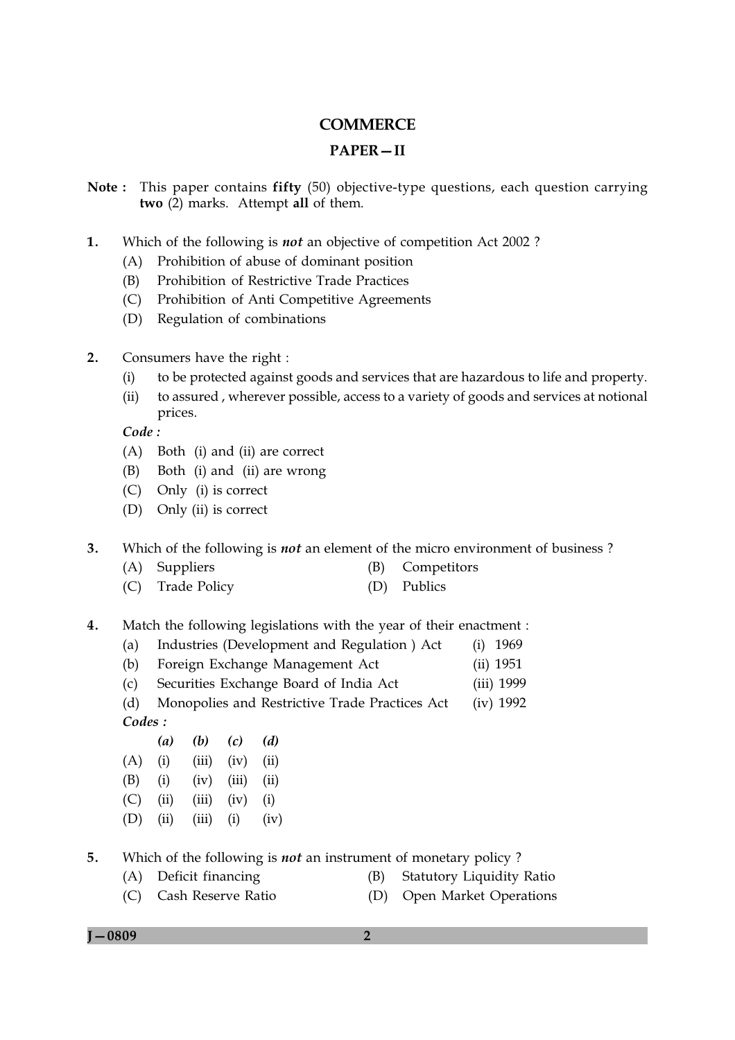## COMMERCE

## PAPER—II

**Note :** This paper contains **fifty** (50) objective-type questions, each question carrying **two** (2) marks. Attempt **all** of them.

**1.** Which of the following is ***not*** an objective of competition Act 2002 ?

(A) Prohibition of abuse of dominant position

(B) Prohibition of Restrictive Trade Practices

(C) Prohibition of Anti Competitive Agreements

(D) Regulation of combinations

**2.** Consumers have the right :

(i) to be protected against goods and services that are hazardous to life and property.

(ii) to assured , wherever possible, access to a variety of goods and services at notional prices.

***Code :***

(A) Both (i) and (ii) are correct

(B) Both (i) and (ii) are wrong

(C) Only (i) is correct

(D) Only (ii) is correct

**3.** Which of the following is ***not*** an element of the micro environment of business ?

(A) Suppliers

(B) Competitors

(C) Trade Policy

(D) Publics

**4.** Match the following legislations with the year of their enactment :

(a) Industries (Development and Regulation ) Act — (i) 1969

(b) Foreign Exchange Management Act — (ii) 1951

(c) Securities Exchange Board of India Act — (iii) 1999

(d) Monopolies and Restrictive Trade Practices Act — (iv) 1992

***Codes :***

| | *(a)* | *(b)* | *(c)* | *(d)* |
|---|---|---|---|---|
| (A) | (i) | (iii) | (iv) | (ii) |
| (B) | (i) | (iv) | (iii) | (ii) |
| (C) | (ii) | (iii) | (iv) | (i) |
| (D) | (ii) | (iii) | (i) | (iv) |

**5.** Which of the following is ***not*** an instrument of monetary policy ?

(A) Deficit financing

(B) Statutory Liquidity Ratio

(C) Cash Reserve Ratio

(D) Open Market Operations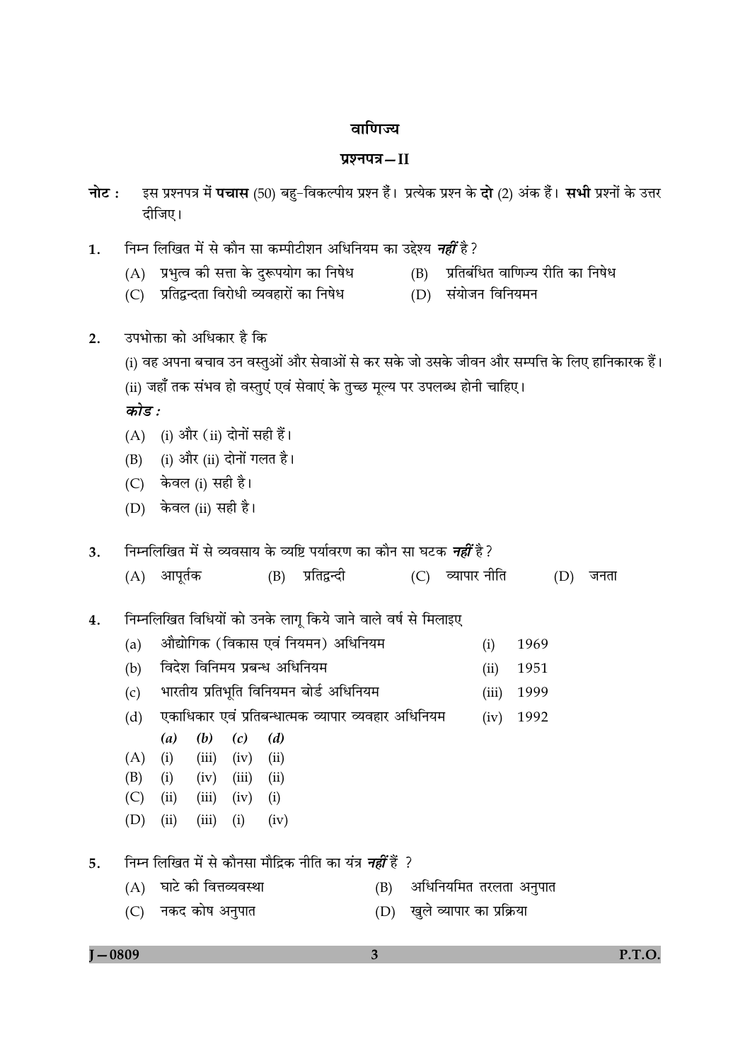# वाणिज्य

## प्रश्नपत्र – II

**नोट :** इस प्रश्नपत्र में **पचास** (50) बहु-विकल्पीय प्रश्न हैं। प्रत्येक प्रश्न के **दो** (2) अंक हैं। **सभी** प्रश्नों के उत्तर दीजिए।

1. निम्न लिखित में से कौन सा कम्पीटीशन अधिनियम का उद्देश्य ***नहीं*** है?
   (A) प्रभुत्व की सत्ता के दुरूपयोग का निषेध
   (B) प्रतिबंधित वाणिज्य रीति का निषेध
   (C) प्रतिद्वन्दता विरोधी व्यवहारों का निषेध
   (D) संयोजन विनियमन

2. उपभोक्ता को अधिकार है कि
   (i) वह अपना बचाव उन वस्तुओं और सेवाओं से कर सके जो उसके जीवन और सम्पत्ति के लिए हानिकारक हैं।
   (ii) जहाँ तक संभव हो वस्तुएं एवं सेवाएं के तुच्छ मूल्य पर उपलब्ध होनी चाहिए।
   ***कोड :***
   (A) (i) और (ii) दोनों सही हैं।
   (B) (i) और (ii) दोनों गलत है।
   (C) केवल (i) सही है।
   (D) केवल (ii) सही है।

3. निम्नलिखित में से व्यवसाय के व्यष्टि पर्यावरण का कौन सा घटक ***नहीं*** है?
   (A) आपूर्तक
   (B) प्रतिद्वन्दी
   (C) व्यापार नीति
   (D) जनता

4. निम्नलिखित विधियों को उनके लागू किये जाने वाले वर्ष से मिलाइए

   | | | | |
   |---|---|---|---|
   | (a) | औद्योगिक (विकास एवं नियमन) अधिनियम | (i) | 1969 |
   | (b) | विदेश विनिमय प्रबन्ध अधिनियम | (ii) | 1951 |
   | (c) | भारतीय प्रतिभूति विनियमन बोर्ड अधिनियम | (iii) | 1999 |
   | (d) | एकाधिकार एवं प्रतिबन्धात्मक व्यापार व्यवहार अधिनियम | (iv) | 1992 |

   | | *(a)* | *(b)* | *(c)* | *(d)* |
   |---|---|---|---|---|
   | (A) | (i) | (iii) | (iv) | (ii) |
   | (B) | (i) | (iv) | (iii) | (ii) |
   | (C) | (ii) | (iii) | (iv) | (i) |
   | (D) | (ii) | (iii) | (i) | (iv) |

5. निम्न लिखित में से कौनसा मौद्रिक नीति का यंत्र ***नहीं*** हैं ?
   (A) घाटे की वित्तव्यवस्था
   (B) अधिनियमित तरलता अनुपात
   (C) नकद कोष अनुपात
   (D) खुले व्यापार का प्रक्रिया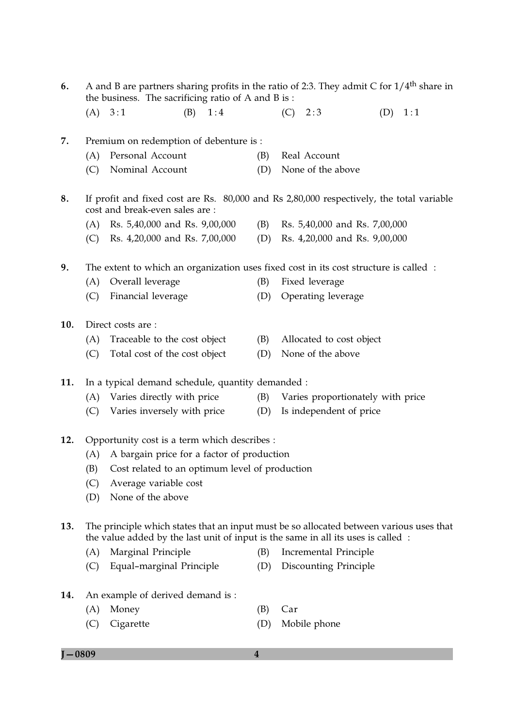6. A and B are partners sharing profits in the ratio of 2:3. They admit C for $1/4^{th}$ share in the business. The sacrificing ratio of A and B is :

   (A) 3 : 1 (B) 1 : 4 (C) 2 : 3 (D) 1 : 1

7. Premium on redemption of debenture is :

   (A) Personal Account (B) Real Account
   (C) Nominal Account (D) None of the above

8. If profit and fixed cost are Rs. 80,000 and Rs 2,80,000 respectively, the total variable cost and break-even sales are :

   (A) Rs. 5,40,000 and Rs. 9,00,000 (B) Rs. 5,40,000 and Rs. 7,00,000
   (C) Rs. 4,20,000 and Rs. 7,00,000 (D) Rs. 4,20,000 and Rs. 9,00,000

9. The extent to which an organization uses fixed cost in its cost structure is called :

   (A) Overall leverage (B) Fixed leverage
   (C) Financial leverage (D) Operating leverage

10. Direct costs are :

    (A) Traceable to the cost object (B) Allocated to cost object
    (C) Total cost of the cost object (D) None of the above

11. In a typical demand schedule, quantity demanded :

    (A) Varies directly with price (B) Varies proportionately with price
    (C) Varies inversely with price (D) Is independent of price

12. Opportunity cost is a term which describes :

    (A) A bargain price for a factor of production
    (B) Cost related to an optimum level of production
    (C) Average variable cost
    (D) None of the above

13. The principle which states that an input must be so allocated between various uses that the value added by the last unit of input is the same in all its uses is called :

    (A) Marginal Principle (B) Incremental Principle
    (C) Equal–marginal Principle (D) Discounting Principle

14. An example of derived demand is :

    (A) Money (B) Car
    (C) Cigarette (D) Mobile phone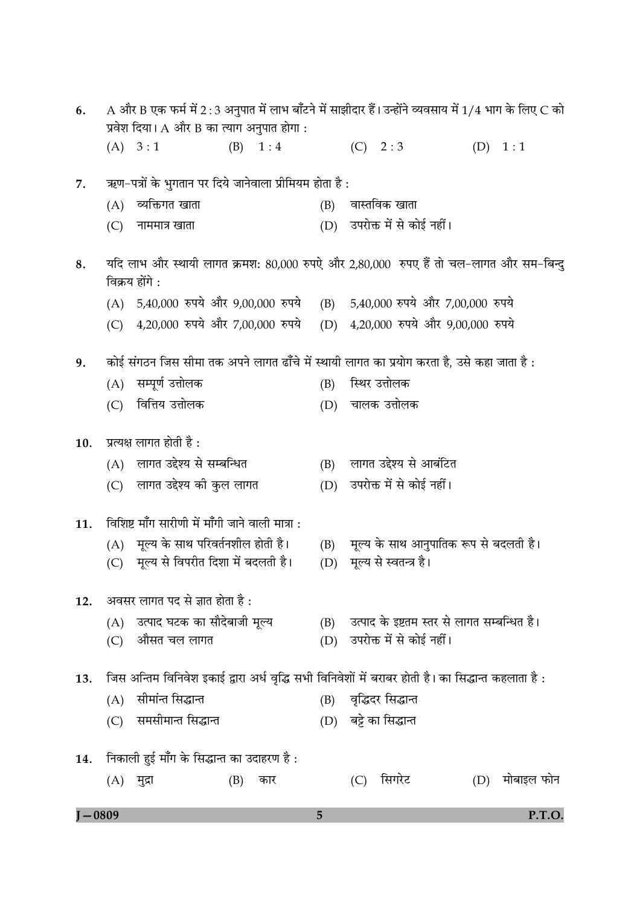6. A और B एक फर्म में 2 : 3 अनुपात में लाभ बाँटने में साझीदार हैं। उन्होंने व्यवसाय में 1/4 भाग के लिए C को प्रवेश दिया। A और B का त्याग अनुपात होगा :

   (A) 3 : 1 (B) 1 : 4 (C) 2 : 3 (D) 1 : 1

7. ऋण-पत्रों के भुगतान पर दिये जानेवाला प्रीमियम होता है :

   (A) व्यक्तिगत खाता
   (B) वास्तविक खाता
   (C) नाममात्र खाता
   (D) उपरोक्त में से कोई नहीं।

8. यदि लाभ और स्थायी लागत क्रमश: 80,000 रुपऐ और 2,80,000 रुपए हैं तो चल-लागत और सम-बिन्दु विक्रय होंगे :

   (A) 5,40,000 रुपये और 9,00,000 रुपये
   (B) 5,40,000 रुपये और 7,00,000 रुपये
   (C) 4,20,000 रुपये और 7,00,000 रुपये
   (D) 4,20,000 रुपये और 9,00,000 रुपये

9. कोई संगठन जिस सीमा तक अपने लागत ढाँचे में स्थायी लागत का प्रयोग करता है, उसे कहा जाता है :

   (A) सम्पूर्ण उत्तोलक
   (B) स्थिर उत्तोलक
   (C) वित्तिय उत्तोलक
   (D) चालक उत्तोलक

10. प्रत्यक्ष लागत होती है :

    (A) लागत उद्देश्य से सम्बन्धित
    (B) लागत उद्देश्य से आबंटित
    (C) लागत उद्देश्य की कुल लागत
    (D) उपरोक्त में से कोई नहीं।

11. विशिष्ट माँग सारीणी में माँगी जाने वाली मात्रा :

    (A) मूल्य के साथ परिवर्तनशील होती है।
    (B) मूल्य के साथ आनुपातिक रूप से बदलती है।
    (C) मूल्य से विपरीत दिशा में बदलती है।
    (D) मूल्य से स्वतन्त्र है।

12. अवसर लागत पद से ज्ञात होता है :

    (A) उत्पाद घटक का सौदेबाजी मूल्य
    (B) उत्पाद के इष्टतम स्तर से लागत सम्बन्धित है।
    (C) औसत चल लागत
    (D) उपरोक्त में से कोई नहीं।

13. जिस अन्तिम विनिवेश इकाई द्वारा अर्ध वृद्धि सभी विनिवेशों में बराबर होती है। का सिद्धान्त कहलाता है :

    (A) सीमांत सिद्धान्त
    (B) वृद्धिदर सिद्धान्त
    (C) समसीमान्त सिद्धान्त
    (D) बट्टे का सिद्धान्त

14. निकाली हुई माँग के सिद्धान्त का उदाहरण है :

    (A) मुद्रा (B) कार (C) सिगरेट (D) मोबाइल फोन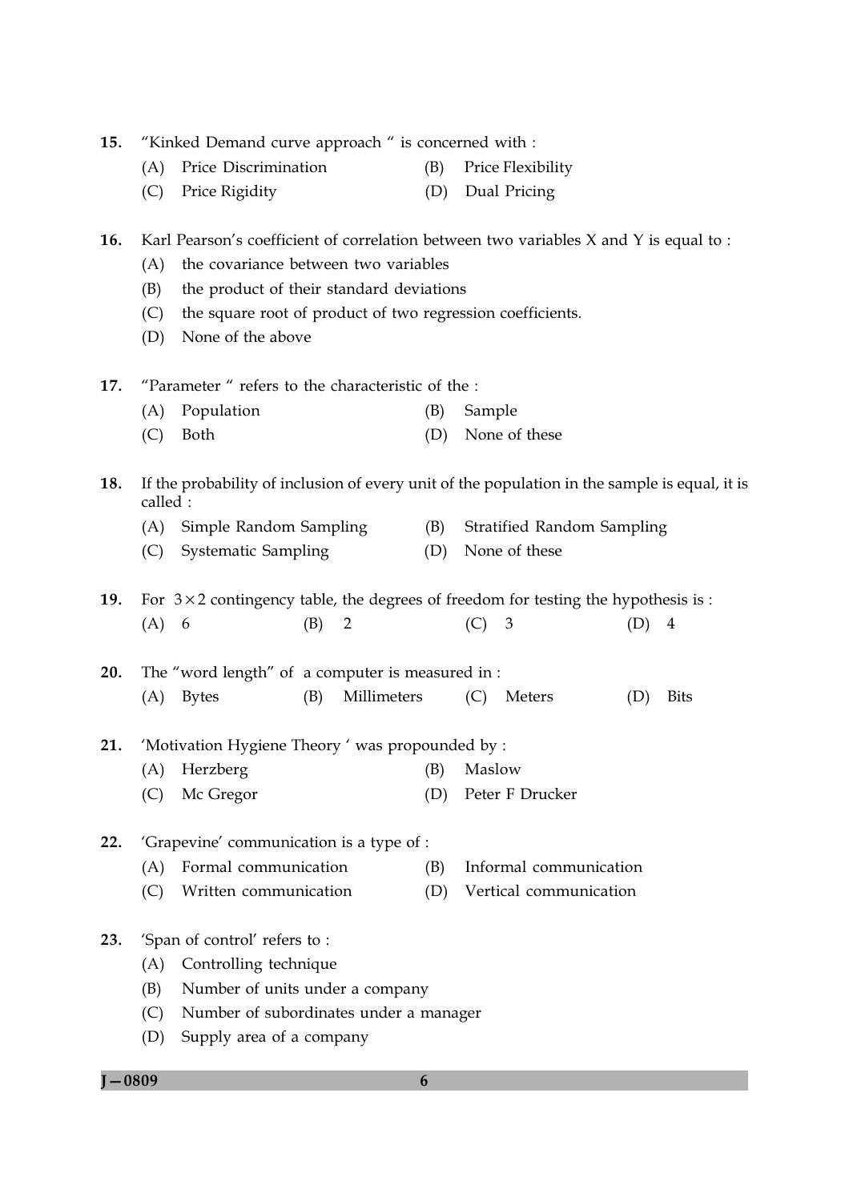15. "Kinked Demand curve approach " is concerned with :

(A) Price Discrimination (B) Price Flexibility

(C) Price Rigidity (D) Dual Pricing

16. Karl Pearson's coefficient of correlation between two variables X and Y is equal to :

(A) the covariance between two variables

(B) the product of their standard deviations

(C) the square root of product of two regression coefficients.

(D) None of the above

17. "Parameter " refers to the characteristic of the :

(A) Population (B) Sample

(C) Both (D) None of these

18. If the probability of inclusion of every unit of the population in the sample is equal, it is called :

(A) Simple Random Sampling (B) Stratified Random Sampling

(C) Systematic Sampling (D) None of these

19. For $3 \times 2$ contingency table, the degrees of freedom for testing the hypothesis is :

(A) 6 (B) 2 (C) 3 (D) 4

20. The "word length" of a computer is measured in :

(A) Bytes (B) Millimeters (C) Meters (D) Bits

21. 'Motivation Hygiene Theory ' was propounded by :

(A) Herzberg (B) Maslow

(C) Mc Gregor (D) Peter F Drucker

22. 'Grapevine' communication is a type of :

(A) Formal communication (B) Informal communication

(C) Written communication (D) Vertical communication

23. 'Span of control' refers to :

(A) Controlling technique

(B) Number of units under a company

(C) Number of subordinates under a manager

(D) Supply area of a company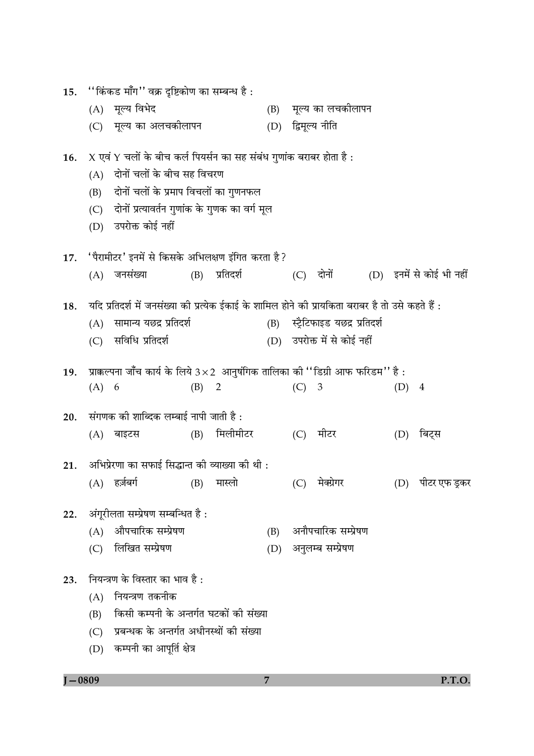15. ''किंकड माँग'' वक्र दृष्टिकोण का सम्बन्ध है :

(A) मूल्य विभेद (B) मूल्य का लचकीलापन

(C) मूल्य का अलचकीलापन (D) द्विमूल्य नीति

16. X एवं Y चलों के बीच कर्ल पियर्सन का सह संबंध गुणांक बराबर होता है :

(A) दोनों चलों के बीच सह विचरण

(B) दोनों चलों के प्रमाप विचलों का गुणनफल

(C) दोनों प्रत्यावर्तन गुणांक के गुणक का वर्ग मूल

(D) उपरोक्त कोई नहीं

17. 'पैरामीटर' इनमें से किसके अभिलक्षण इंगित करता है?

(A) जनसंख्या (B) प्रतिदर्श (C) दोनों (D) इनमें से कोई भी नहीं

18. यदि प्रतिदर्श में जनसंख्या की प्रत्येक ईकाई के शामिल होने की प्रायकिता बराबर है तो उसे कहते हैं :

(A) सामान्य यछद्र प्रतिदर्श (B) स्ट्रैटिफाइड यछद्र प्रतिदर्श

(C) सविधि प्रतिदर्श (D) उपरोक्त में से कोई नहीं

19. प्राक्कल्पना जाँच कार्य के लिये $3 \times 2$ आनुषंगिक तालिका की ''डिग्री आफ फरिडम'' है :

(A) 6 (B) 2 (C) 3 (D) 4

20. संगणक की शाब्दिक लम्बाई नापी जाती है :

(A) बाइटस (B) मिलीमीटर (C) मीटर (D) बिट्स

21. अभिप्रेरणा का सफाई सिद्धान्त की व्याख्या की थी :

(A) हर्ज़बर्ग (B) मास्लो (C) मेक्ग्रेगर (D) पीटर एफ ड्रकर

22. अंगूरीलता सम्प्रेषण सम्बन्धित है :

(A) औपचारिक सम्प्रेषण (B) अनौपचारिक सम्प्रेषण

(C) लिखित सम्प्रेषण (D) अनुलम्ब सम्प्रेषण

23. नियन्त्रण के विस्तार का भाव है :

(A) नियन्त्रण तकनीक

(B) किसी कम्पनी के अन्तर्गत घटकों की संख्या

(C) प्रबन्धक के अन्तर्गत अधीनस्थों की संख्या

(D) कम्पनी का आपूर्ति क्षेत्र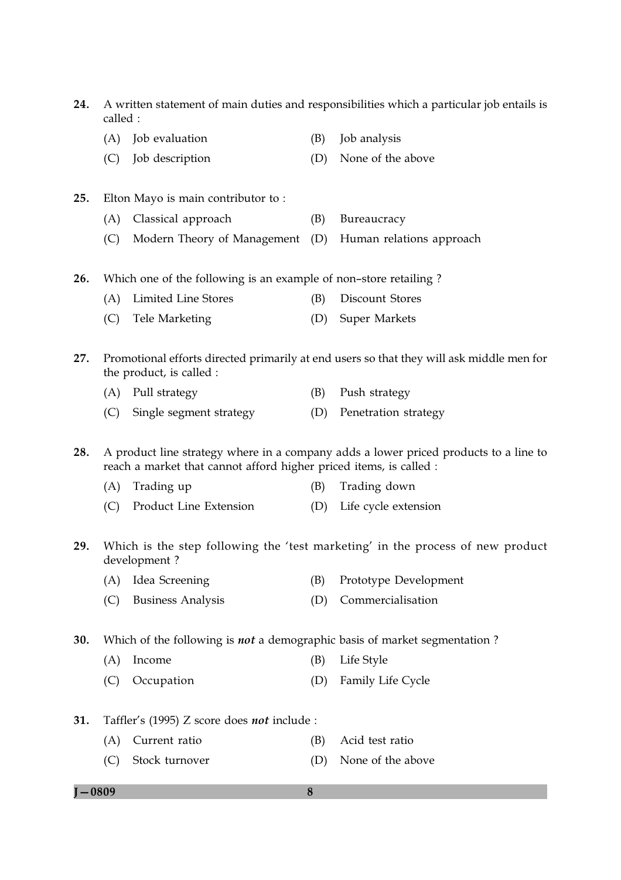24. A written statement of main duties and responsibilities which a particular job entails is called :

    (A) Job evaluation
    (B) Job analysis
    (C) Job description
    (D) None of the above

25. Elton Mayo is main contributor to :

    (A) Classical approach
    (B) Bureaucracy
    (C) Modern Theory of Management
    (D) Human relations approach

26. Which one of the following is an example of non–store retailing ?

    (A) Limited Line Stores
    (B) Discount Stores
    (C) Tele Marketing
    (D) Super Markets

27. Promotional efforts directed primarily at end users so that they will ask middle men for the product, is called :

    (A) Pull strategy
    (B) Push strategy
    (C) Single segment strategy
    (D) Penetration strategy

28. A product line strategy where in a company adds a lower priced products to a line to reach a market that cannot afford higher priced items, is called :

    (A) Trading up
    (B) Trading down
    (C) Product Line Extension
    (D) Life cycle extension

29. Which is the step following the 'test marketing' in the process of new product development ?

    (A) Idea Screening
    (B) Prototype Development
    (C) Business Analysis
    (D) Commercialisation

30. Which of the following is ***not*** a demographic basis of market segmentation ?

    (A) Income
    (B) Life Style
    (C) Occupation
    (D) Family Life Cycle

31. Taffler's (1995) Z score does ***not*** include :

    (A) Current ratio
    (B) Acid test ratio
    (C) Stock turnover
    (D) None of the above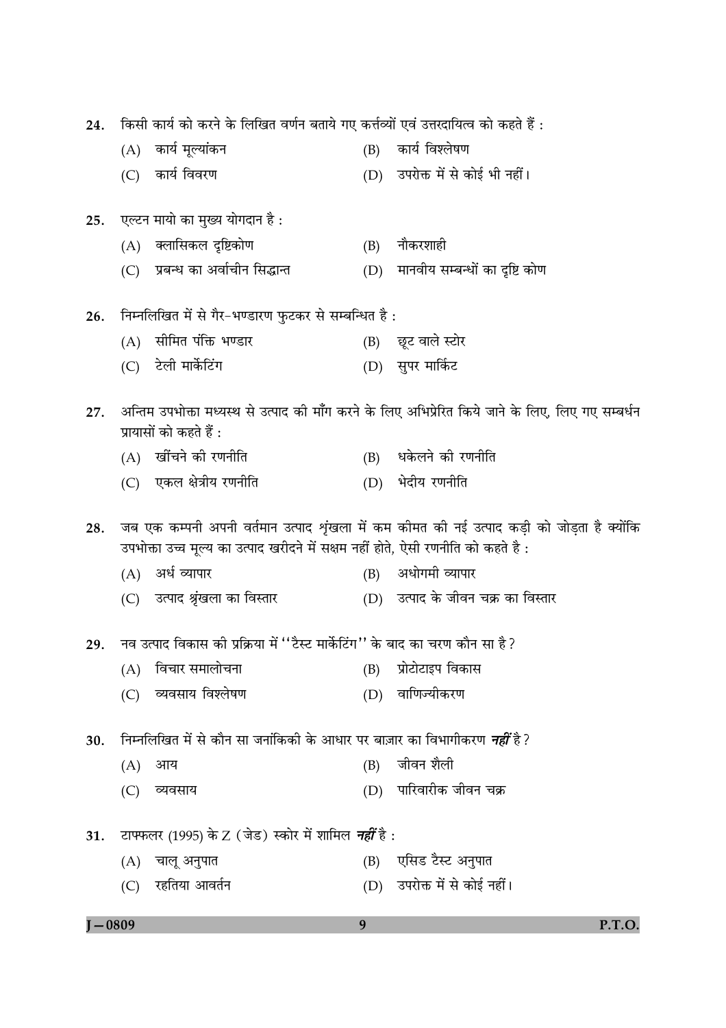24. किसी कार्य को करने के लिखित वर्णन बताये गए कर्त्तव्यों एवं उत्तरदायित्व को कहते हैं :

(A) कार्य मूल्यांकन
(B) कार्य विश्लेषण
(C) कार्य विवरण
(D) उपरोक्त में से कोई भी नहीं।

25. एल्टन मायो का मुख्य योगदान है :

(A) क्लासिकल दृष्टिकोण
(B) नौकरशाही
(C) प्रबन्ध का अर्वाचीन सिद्धान्त
(D) मानवीय सम्बन्धों का दृष्टि कोण

26. निम्नलिखित में से गैर-भण्डारण फुटकर से सम्बन्धित है :

(A) सीमित पंक्ति भण्डार
(B) छूट वाले स्टोर
(C) टेली मार्केटिंग
(D) सुपर मार्किट

27. अन्तिम उपभोक्ता मध्यस्थ से उत्पाद की माँग करने के लिए अभिप्रेरित किये जाने के लिए, लिए गए सम्बर्धन प्रायासों को कहते हैं :

(A) खींचने की रणनीति
(B) धकेलने की रणनीति
(C) एकल क्षेत्रीय रणनीति
(D) भेदीय रणनीति

28. जब एक कम्पनी अपनी वर्तमान उत्पाद श्रृंखला में कम कीमत की नई उत्पाद कड़ी को जोड़ता है क्योंकि उपभोक्ता उच्च मूल्य का उत्पाद खरीदने में सक्षम नहीं होते, ऐसी रणनीति को कहते है :

(A) अर्ध व्यापार
(B) अधोगमी व्यापार
(C) उत्पाद श्रृंखला का विस्तार
(D) उत्पाद के जीवन चक्र का विस्तार

29. नव उत्पाद विकास की प्रक्रिया में ''टैस्ट मार्केटिंग'' के बाद का चरण कौन सा है ?

(A) विचार समालोचना
(B) प्रोटोटाइप विकास
(C) व्यवसाय विश्लेषण
(D) वाणिज्यीकरण

30. निम्नलिखित में से कौन सा जनांकिकी के आधार पर बाज़ार का विभागीकरण ***नहीं*** है ?

(A) आय
(B) जीवन शैली
(C) व्यवसाय
(D) पारिवारीक जीवन चक्र

31. टाफ्फलर (1995) के Z (जेड) स्कोर में शामिल ***नहीं*** है :

(A) चालू अनुपात
(B) एसिड टैस्ट अनुपात
(C) रहतिया आवर्तन
(D) उपरोक्त में से कोई नहीं।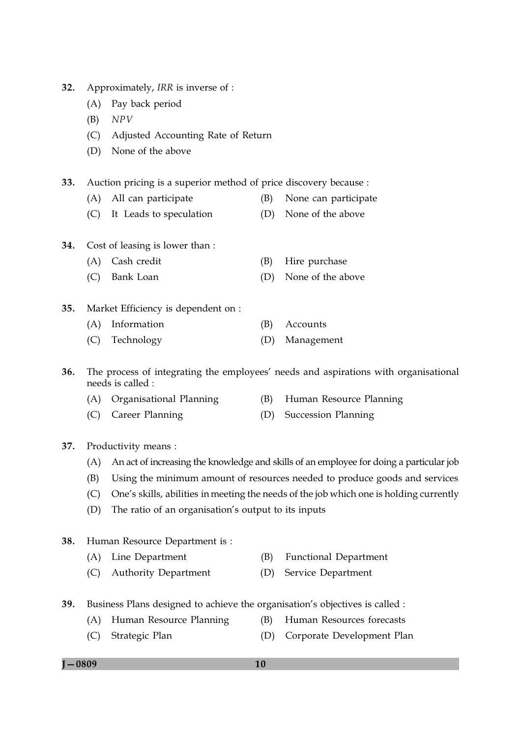32. Approximately, *IRR* is inverse of :
    (A) Pay back period
    (B) *NPV*
    (C) Adjusted Accounting Rate of Return
    (D) None of the above

33. Auction pricing is a superior method of price discovery because :
    (A) All can participate
    (B) None can participate
    (C) It Leads to speculation
    (D) None of the above

34. Cost of leasing is lower than :
    (A) Cash credit
    (B) Hire purchase
    (C) Bank Loan
    (D) None of the above

35. Market Efficiency is dependent on :
    (A) Information
    (B) Accounts
    (C) Technology
    (D) Management

36. The process of integrating the employees' needs and aspirations with organisational needs is called :
    (A) Organisational Planning
    (B) Human Resource Planning
    (C) Career Planning
    (D) Succession Planning

37. Productivity means :
    (A) An act of increasing the knowledge and skills of an employee for doing a particular job
    (B) Using the minimum amount of resources needed to produce goods and services
    (C) One's skills, abilities in meeting the needs of the job which one is holding currently
    (D) The ratio of an organisation's output to its inputs

38. Human Resource Department is :
    (A) Line Department
    (B) Functional Department
    (C) Authority Department
    (D) Service Department

39. Business Plans designed to achieve the organisation's objectives is called :
    (A) Human Resource Planning
    (B) Human Resources forecasts
    (C) Strategic Plan
    (D) Corporate Development Plan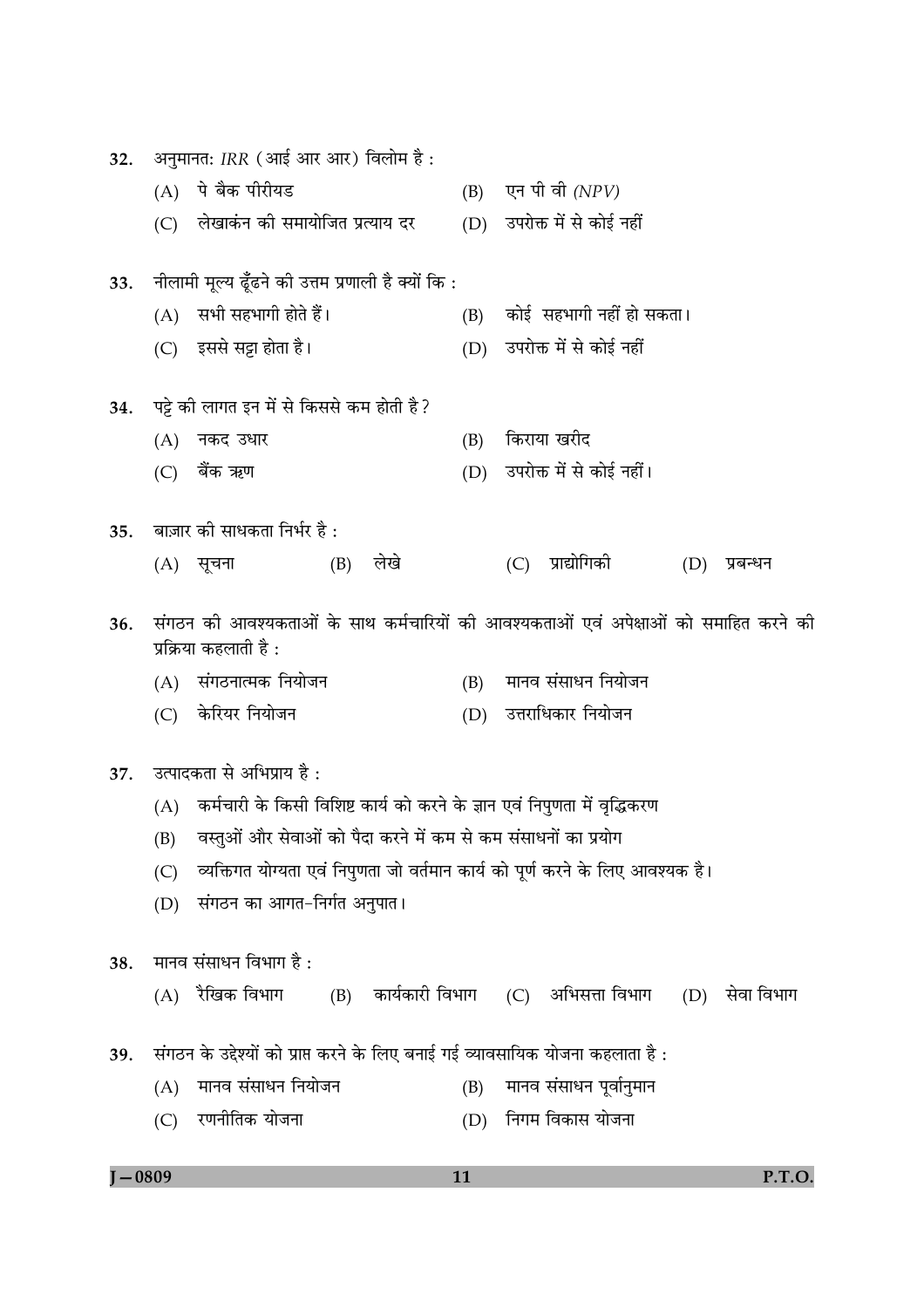32. अनुमानतः *IRR* (आई आर आर) विलोम है :

(A) पे बैक पीरीयड

(B) एन पी वी *(NPV)*

(C) लेखाकंन की समायोजित प्रत्याय दर

(D) उपरोक्त में से कोई नहीं

33. नीलामी मूल्य ढूँढने की उत्तम प्रणाली है क्यों कि :

(A) सभी सहभागी होते हैं।

(B) कोई सहभागी नहीं हो सकता।

(C) इससे सट्टा होता है।

(D) उपरोक्त में से कोई नहीं

34. पट्टे की लागत इन में से किससे कम होती है?

(A) नकद उधार

(B) किराया खरीद

(C) बैंक ऋण

(D) उपरोक्त में से कोई नहीं।

35. बाज़ार की साधकता निर्भर है :

(A) सूचना (B) लेखे (C) प्राद्योगिकी (D) प्रबन्धन

36. संगठन की आवश्यकताओं के साथ कर्मचारियों की आवश्यकताओं एवं अपेक्षाओं को समाहित करने की प्रक्रिया कहलाती है :

(A) संगठनात्मक नियोजन

(B) मानव संसाधन नियोजन

(C) केरियर नियोजन

(D) उत्तराधिकार नियोजन

37. उत्पादकता से अभिप्राय है :

(A) कर्मचारी के किसी विशिष्ट कार्य को करने के ज्ञान एवं निपुणता में वृद्धिकरण

(B) वस्तुओं और सेवाओं को पैदा करने में कम से कम संसाधनों का प्रयोग

(C) व्यक्तिगत योग्यता एवं निपुणता जो वर्तमान कार्य को पूर्ण करने के लिए आवश्यक है।

(D) संगठन का आगत-निर्गत अनुपात।

38. मानव संसाधन विभाग है :

(A) रैखिक विभाग (B) कार्यकारी विभाग (C) अभिसत्ता विभाग (D) सेवा विभाग

39. संगठन के उद्देश्यों को प्राप्त करने के लिए बनाई गई व्यावसायिक योजना कहलाता है :

(A) मानव संसाधन नियोजन

(B) मानव संसाधन पूर्वानुमान

(C) रणनीतिक योजना

(D) निगम विकास योजना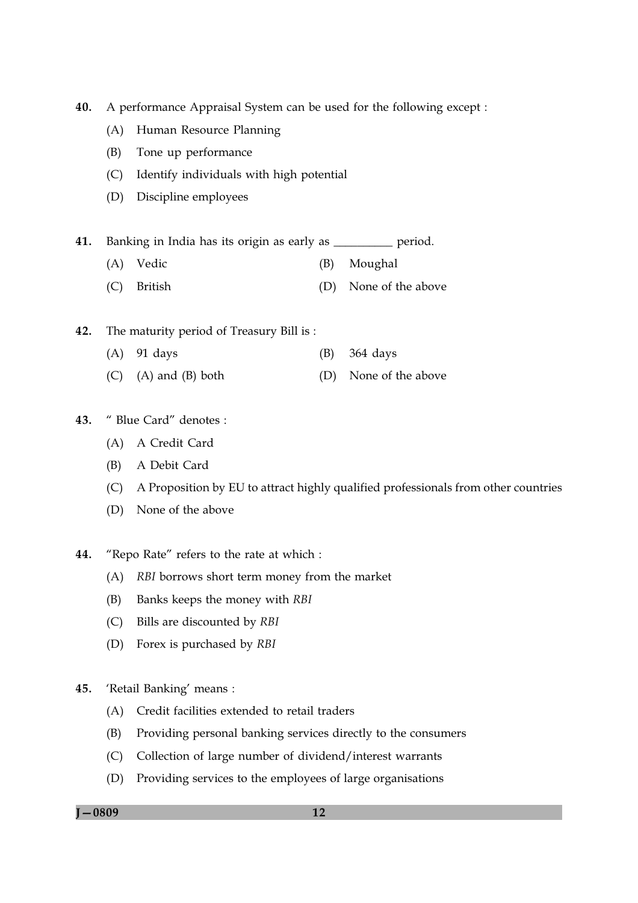40. A performance Appraisal System can be used for the following except :

(A) Human Resource Planning

(B) Tone up performance

(C) Identify individuals with high potential

(D) Discipline employees

41. Banking in India has its origin as early as __________ period.

(A) Vedic

(B) Moughal

(C) British

(D) None of the above

42. The maturity period of Treasury Bill is :

(A) 91 days

(B) 364 days

(C) (A) and (B) both

(D) None of the above

43. " Blue Card" denotes :

(A) A Credit Card

(B) A Debit Card

(C) A Proposition by EU to attract highly qualified professionals from other countries

(D) None of the above

44. "Repo Rate" refers to the rate at which :

(A) *RBI* borrows short term money from the market

(B) Banks keeps the money with *RBI*

(C) Bills are discounted by *RBI*

(D) Forex is purchased by *RBI*

45. 'Retail Banking' means :

(A) Credit facilities extended to retail traders

(B) Providing personal banking services directly to the consumers

(C) Collection of large number of dividend/interest warrants

(D) Providing services to the employees of large organisations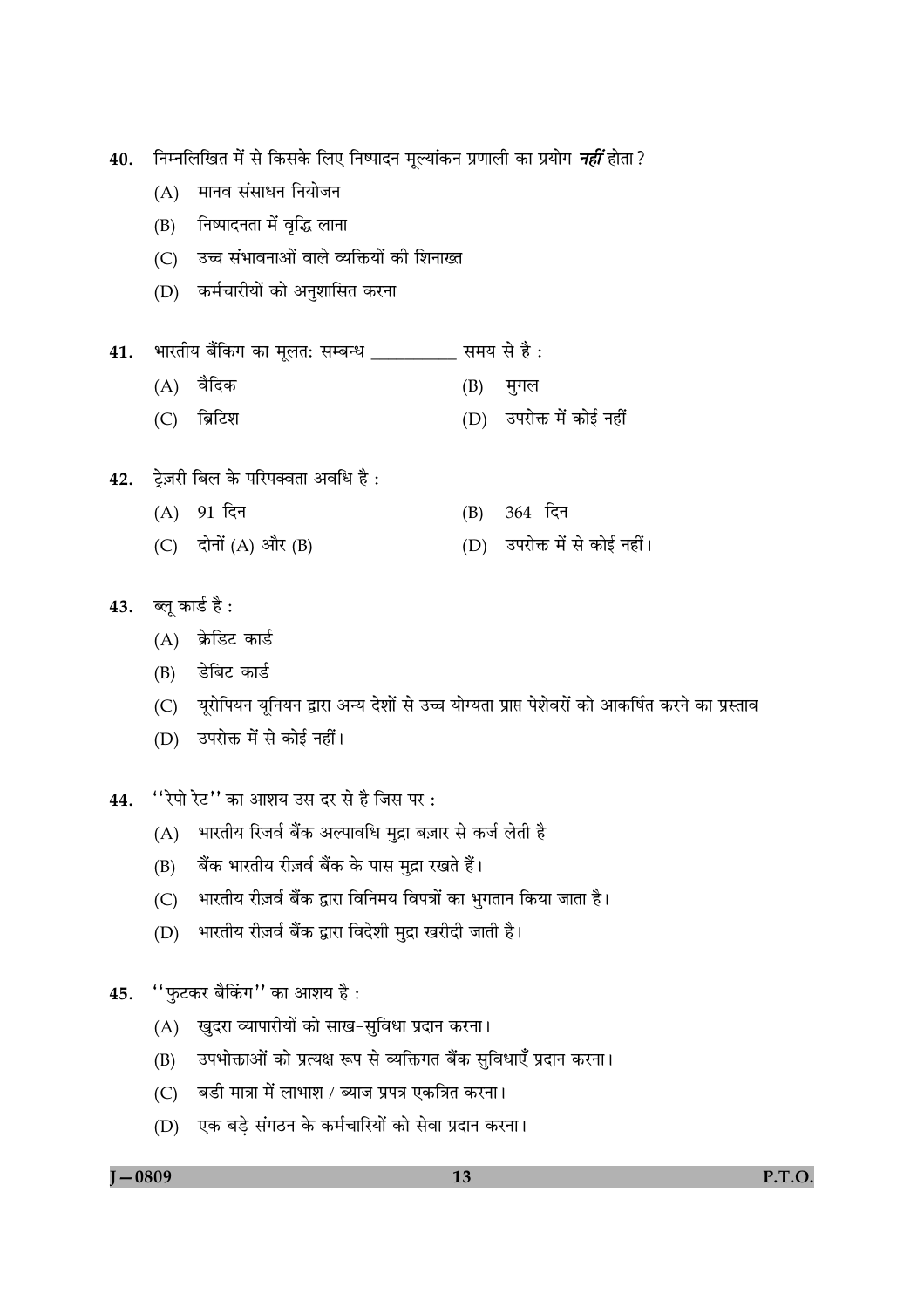40. निम्नलिखित में से किसके लिए निष्पादन मूल्यांकन प्रणाली का प्रयोग ***नहीं*** होता ?

 (A) मानव संसाधन नियोजन
 (B) निष्पादनता में वृद्धि लाना
 (C) उच्च संभावनाओं वाले व्यक्तियों की शिनाख्त
 (D) कर्मचारियों को अनुशासित करना

41. भारतीय बैंकिग का मूलतः सम्बन्ध __________ समय से है :

 (A) वैदिक
 (B) मुगल
 (C) ब्रिटिश
 (D) उपरोक्त में कोई नहीं

42. ट्रेज़री बिल के परिपक्वता अवधि है :

 (A) 91 दिन
 (B) 364 दिन
 (C) दोनों (A) और (B)
 (D) उपरोक्त में से कोई नहीं।

43. ब्लू कार्ड है :

 (A) क्रेडिट कार्ड
 (B) डेबिट कार्ड
 (C) यूरोपियन यूनियन द्वारा अन्य देशों से उच्च योग्यता प्राप्त पेशेवरों को आकर्षित करने का प्रस्ताव
 (D) उपरोक्त में से कोई नहीं।

44. ''रेपो रेट'' का आशय उस दर से है जिस पर :

 (A) भारतीय रिजर्व बैंक अल्पावधि मुद्रा बज़ार से कर्ज लेती है
 (B) बैंक भारतीय रीज़र्व बैंक के पास मुद्रा रखते हैं।
 (C) भारतीय रीज़र्व बैंक द्वारा विनिमय विपत्रों का भुगतान किया जाता है।
 (D) भारतीय रीज़र्व बैंक द्वारा विदेशी मुद्रा खरीदी जाती है।

45. ''फुटकर बैकिंग'' का आशय है :

 (A) खुदरा व्यापारियों को साख-सुविधा प्रदान करना।
 (B) उपभोक्ताओं को प्रत्यक्ष रूप से व्यक्तिगत बैंक सुविधाएँ प्रदान करना।
 (C) बडी मात्रा में लाभाश / ब्याज प्रपत्र एकत्रित करना।
 (D) एक बड़े संगठन के कर्मचारियों को सेवा प्रदान करना।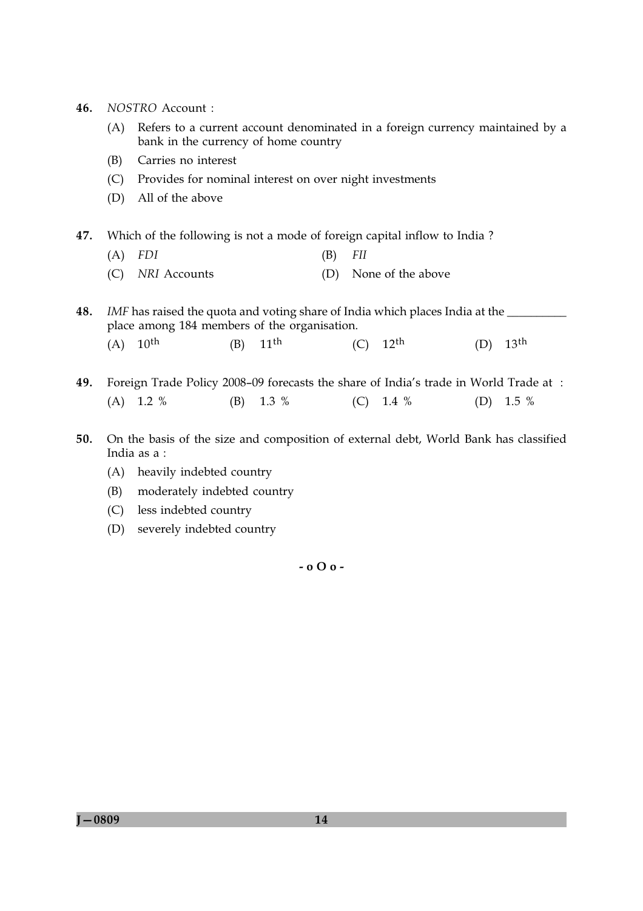46. *NOSTRO* Account :

   (A) Refers to a current account denominated in a foreign currency maintained by a bank in the currency of home country

   (B) Carries no interest

   (C) Provides for nominal interest on over night investments

   (D) All of the above

47. Which of the following is not a mode of foreign capital inflow to India ?

   (A) *FDI*
   (B) *FII*
   (C) *NRI* Accounts
   (D) None of the above

48. *IMF* has raised the quota and voting share of India which places India at the __________ place among 184 members of the organisation.

   (A) $10^{th}$
   (B) $11^{th}$
   (C) $12^{th}$
   (D) $13^{th}$

49. Foreign Trade Policy 2008–09 forecasts the share of India's trade in World Trade at :

   (A) 1.2 %
   (B) 1.3 %
   (C) 1.4 %
   (D) 1.5 %

50. On the basis of the size and composition of external debt, World Bank has classified India as a :

   (A) heavily indebted country

   (B) moderately indebted country

   (C) less indebted country

   (D) severely indebted country

- o O o -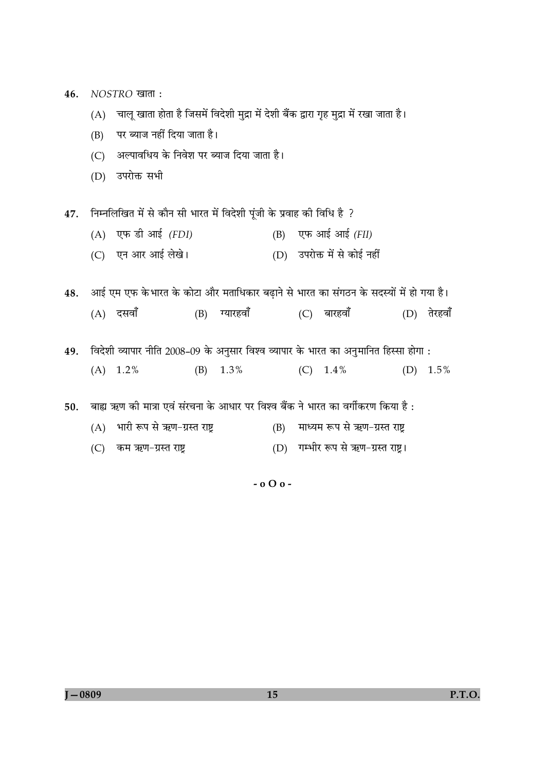46. *NOSTRO* खाता :

(A) चालू खाता होता है जिसमें विदेशी मुद्रा में देशी बैंक द्वारा गृह मुद्रा में रखा जाता है।

(B) पर ब्याज नहीं दिया जाता है।

(C) अल्पावधिय के निवेश पर ब्याज दिया जाता है।

(D) उपरोक्त सभी

47. निम्नलिखित में से कौन सी भारत में विदेशी पूंजी के प्रवाह की विधि है ?

(A) एफ डी आई *(FDI)*

(B) एफ आई आई *(FII)*

(C) एन आर आई लेखे।

(D) उपरोक्त में से कोई नहीं

48. आई एम एफ के भारत के कोटा और मताधिकार बढ़ाने से भारत का संगठन के सदस्यों में हो गया है।

(A) दसवाँ

(B) ग्यारहवाँ

(C) बारहवाँ

(D) तेरहवाँ

49. विदेशी व्यापार नीति 2008-09 के अनुसार विश्व व्यापार के भारत का अनुमानित हिस्सा होगा :

(A) 1.2%

(B) 1.3%

(C) 1.4%

(D) 1.5%

50. बाह्य ऋण की मात्रा एवं संरचना के आधार पर विश्व बैंक ने भारत का वर्गीकरण किया है :

(A) भारी रूप से ऋण-ग्रस्त राष्ट्र

(B) माध्यम रूप से ऋण-ग्रस्त राष्ट्र

(C) कम ऋण-ग्रस्त राष्ट्र

(D) गम्भीर रूप से ऋण-ग्रस्त राष्ट्र।

- o O o -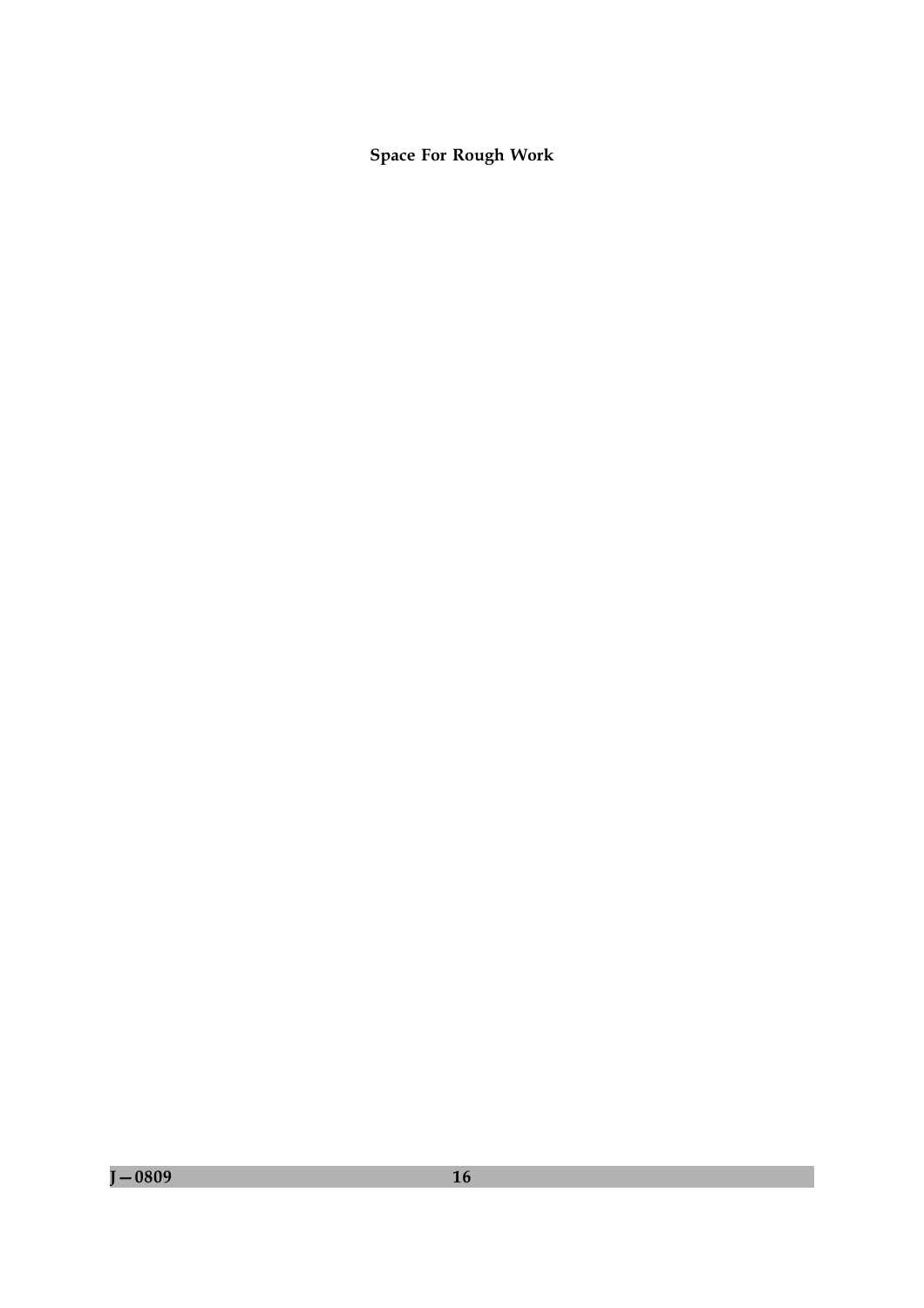**Space For Rough Work**